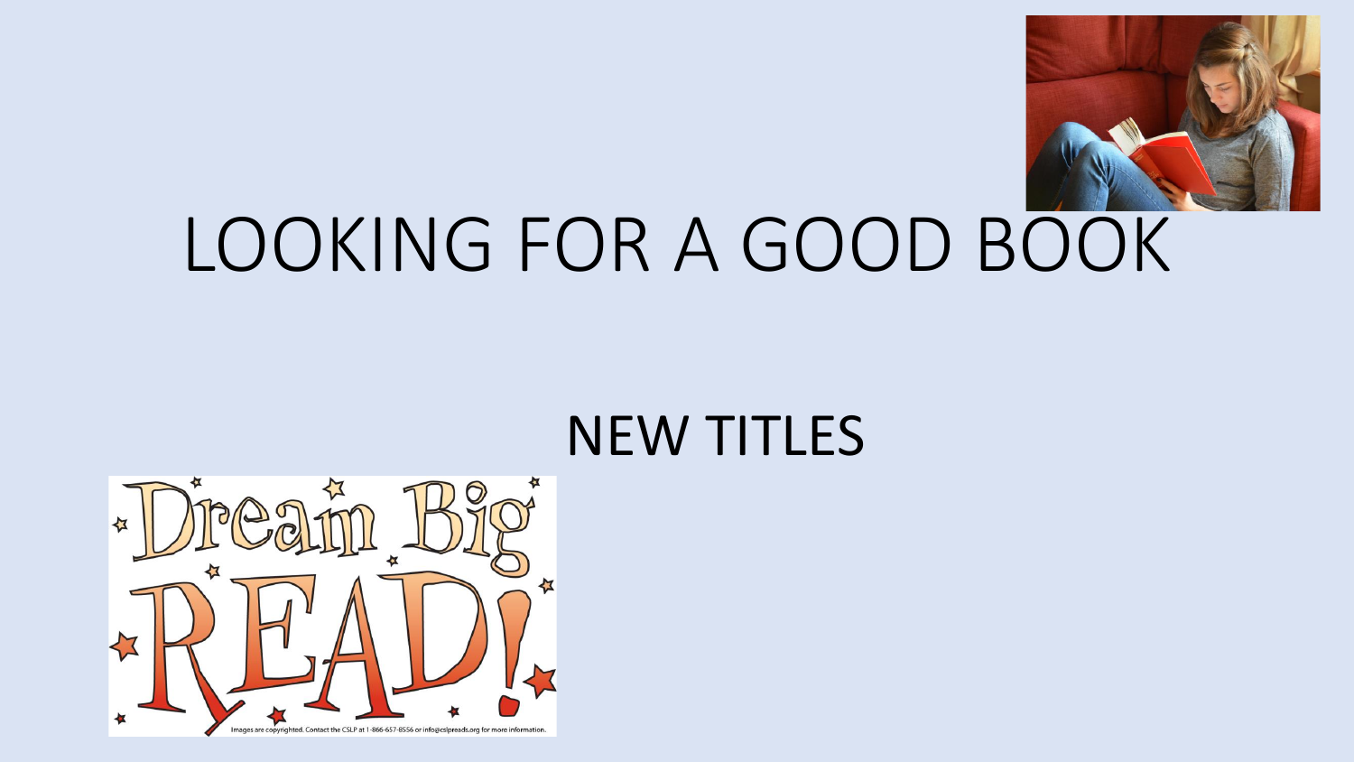# LOOKING FOR A GOOD BOOK

## NEW TITLES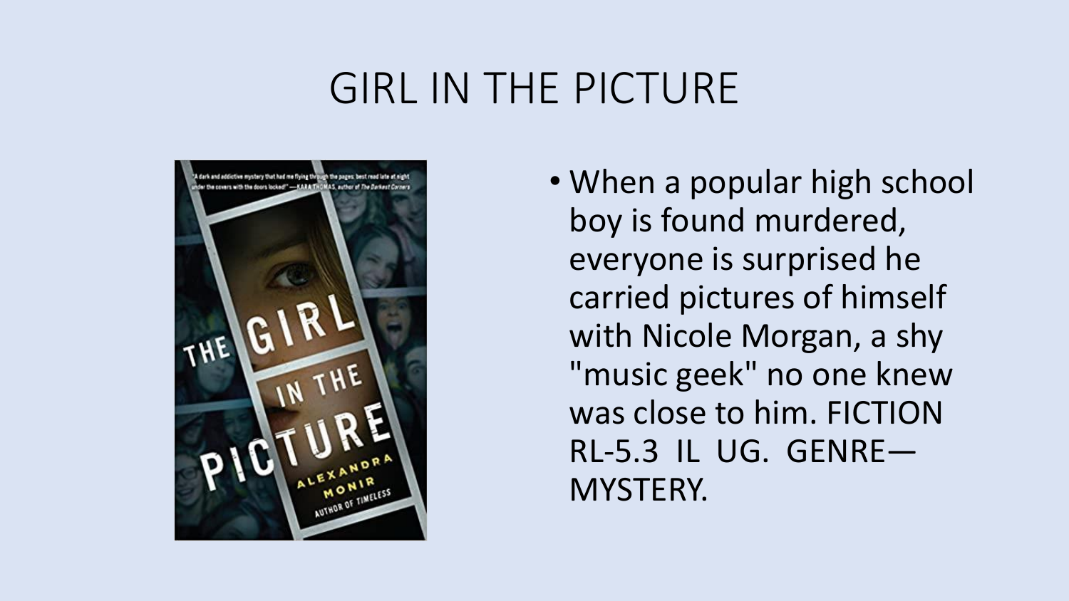# GIRL IN THE PICTURE

- When a popular high school boy is found murdered, everyone is surprised he carried pictures of himself with Nicole Morgan, a shy "music geek" no one knew was close to him. FICTION RL-5.3 IL UG. GENRE—MYSTERY.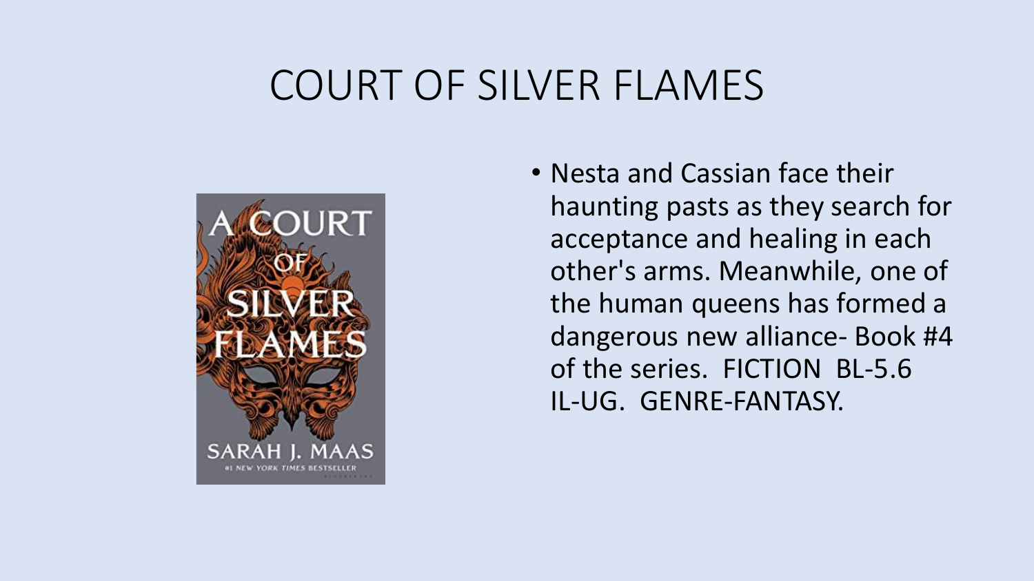# COURT OF SILVER FLAMES

- Nesta and Cassian face their haunting pasts as they search for acceptance and healing in each other's arms. Meanwhile, one of the human queens has formed a dangerous new alliance- Book #4 of the series.  FICTION  BL-5.6  IL-UG.  GENRE-FANTASY.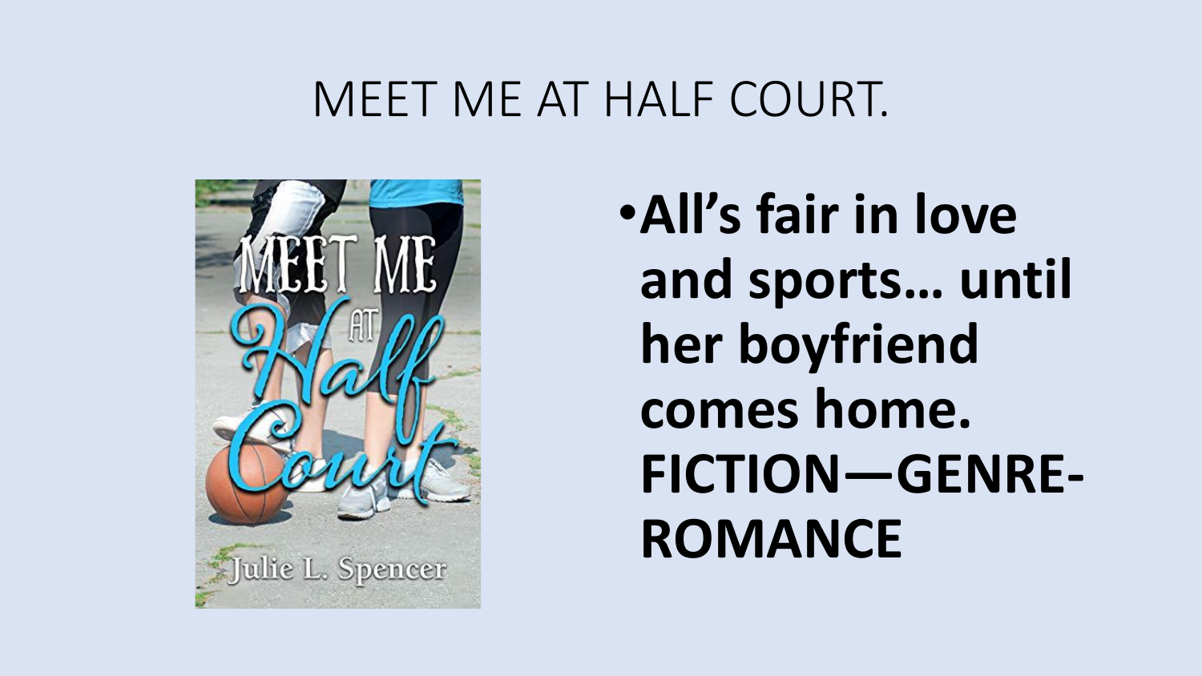# MEET ME AT HALF COURT.

- **All's fair in love and sports… until her boyfriend comes home. FICTION—GENRE-ROMANCE**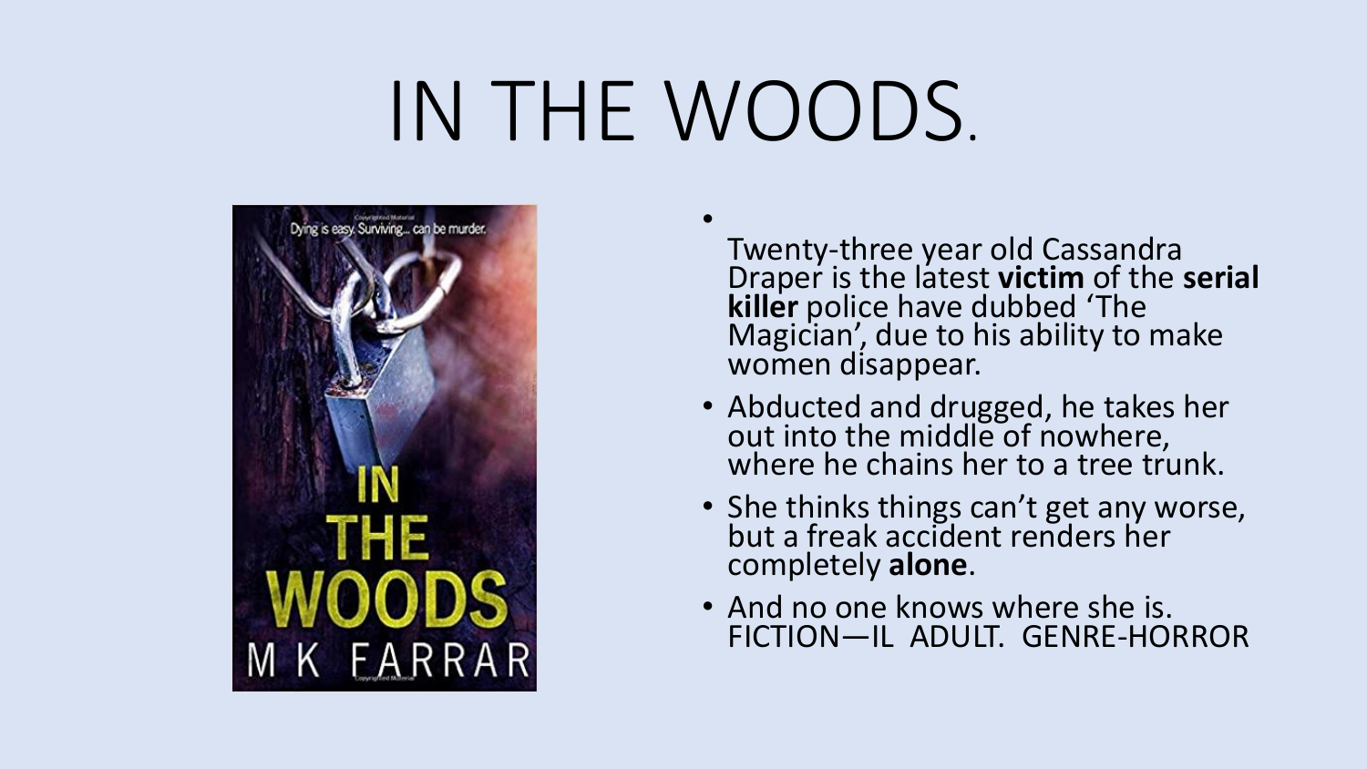# IN THE WOODS.

- Twenty-three year old Cassandra Draper is the latest **victim** of the **serial killer** police have dubbed 'The Magician', due to his ability to make women disappear.
- Abducted and drugged, he takes her out into the middle of nowhere, where he chains her to a tree trunk.
- She thinks things can't get any worse, but a freak accident renders her completely **alone**.
- And no one knows where she is. FICTION—IL ADULT. GENRE-HORROR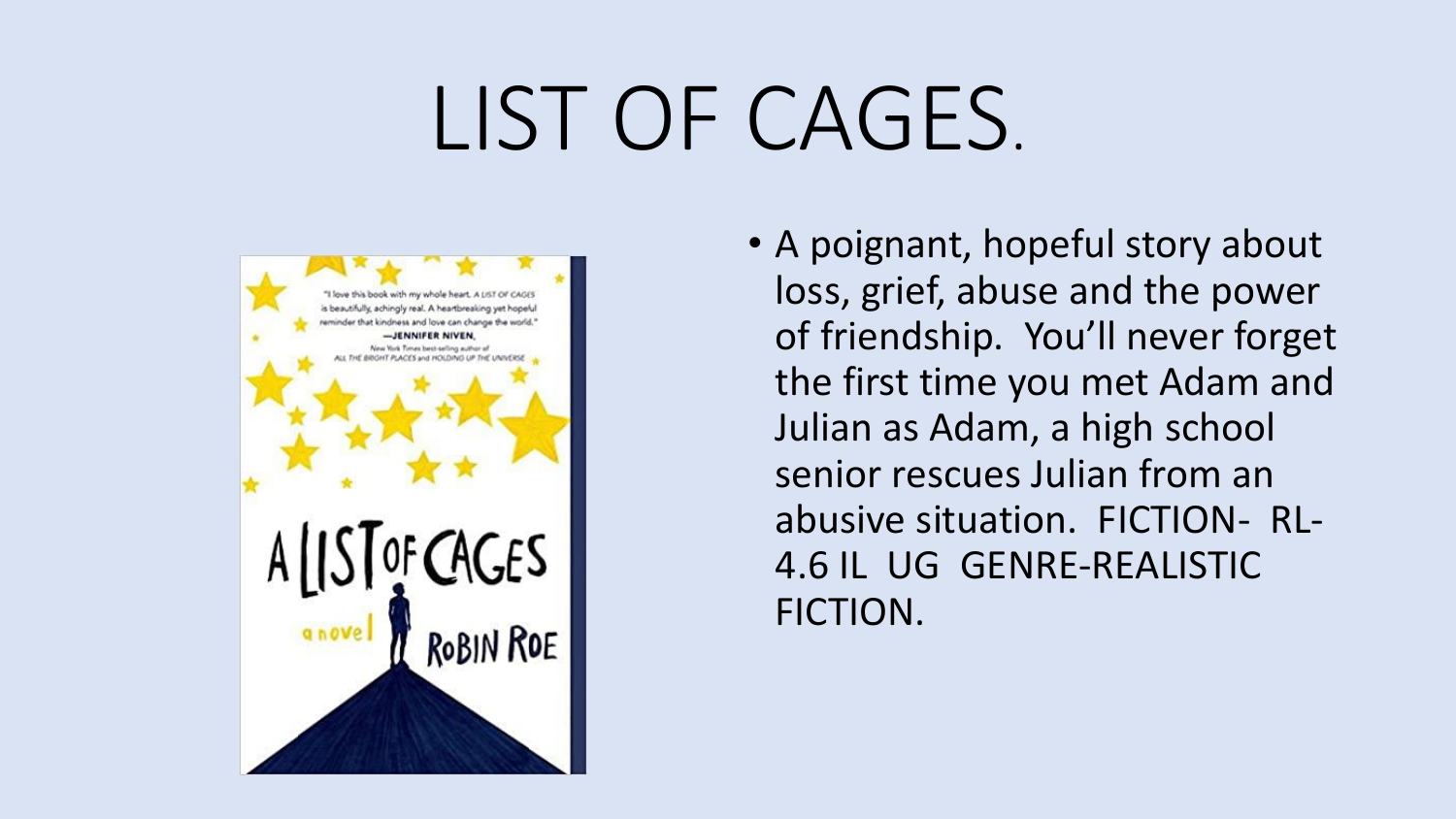# LIST OF CAGES.

- A poignant, hopeful story about loss, grief, abuse and the power of friendship. You'll never forget the first time you met Adam and Julian as Adam, a high school senior rescues Julian from an abusive situation. FICTION- RL- 4.6 IL UG GENRE-REALISTIC FICTION.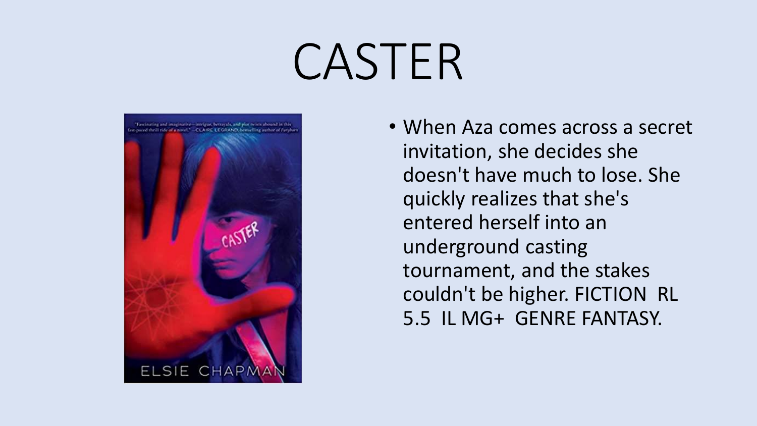# CASTER

- When Aza comes across a secret invitation, she decides she doesn't have much to lose. She quickly realizes that she's entered herself into an underground casting tournament, and the stakes couldn't be higher. FICTION RL 5.5 IL MG+ GENRE FANTASY.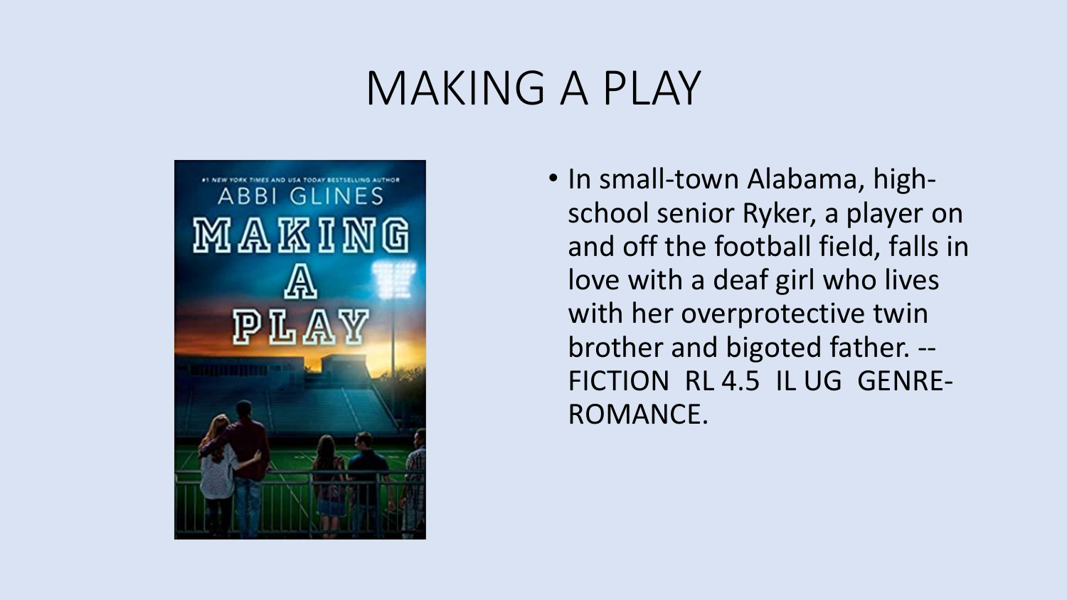# MAKING A PLAY

- In small-town Alabama, high-school senior Ryker, a player on and off the football field, falls in love with a deaf girl who lives with her overprotective twin brother and bigoted father. -- FICTION RL 4.5 IL UG GENRE-ROMANCE.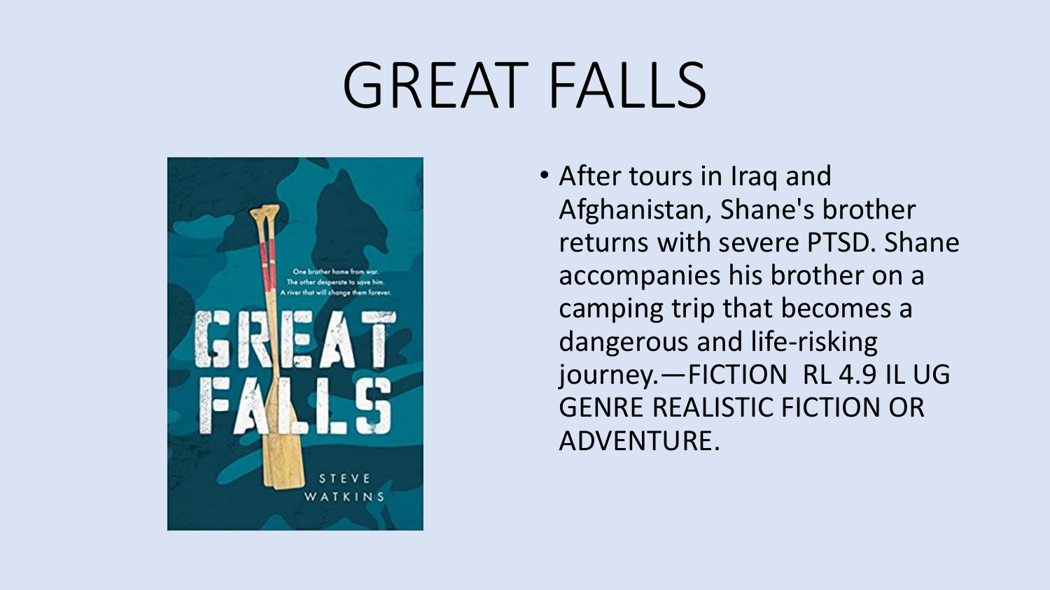# GREAT FALLS

- After tours in Iraq and Afghanistan, Shane's brother returns with severe PTSD. Shane accompanies his brother on a camping trip that becomes a dangerous and life-risking journey.—FICTION RL 4.9 IL UG GENRE REALISTIC FICTION OR ADVENTURE.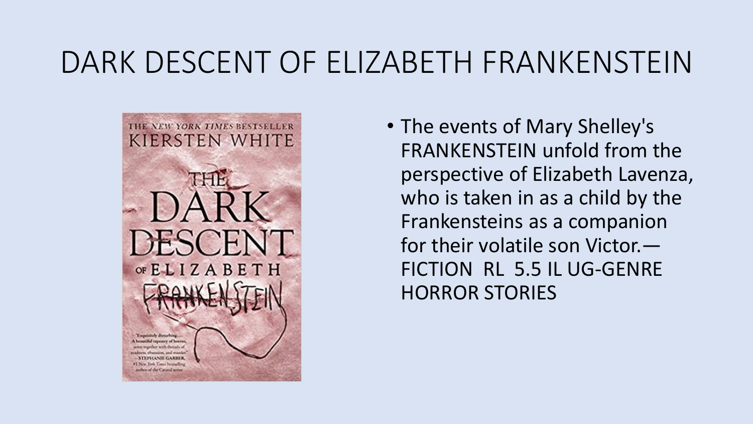# DARK DESCENT OF ELIZABETH FRANKENSTEIN

- The events of Mary Shelley's FRANKENSTEIN unfold from the perspective of Elizabeth Lavenza, who is taken in as a child by the Frankensteins as a companion for their volatile son Victor.— FICTION RL 5.5 IL UG-GENRE HORROR STORIES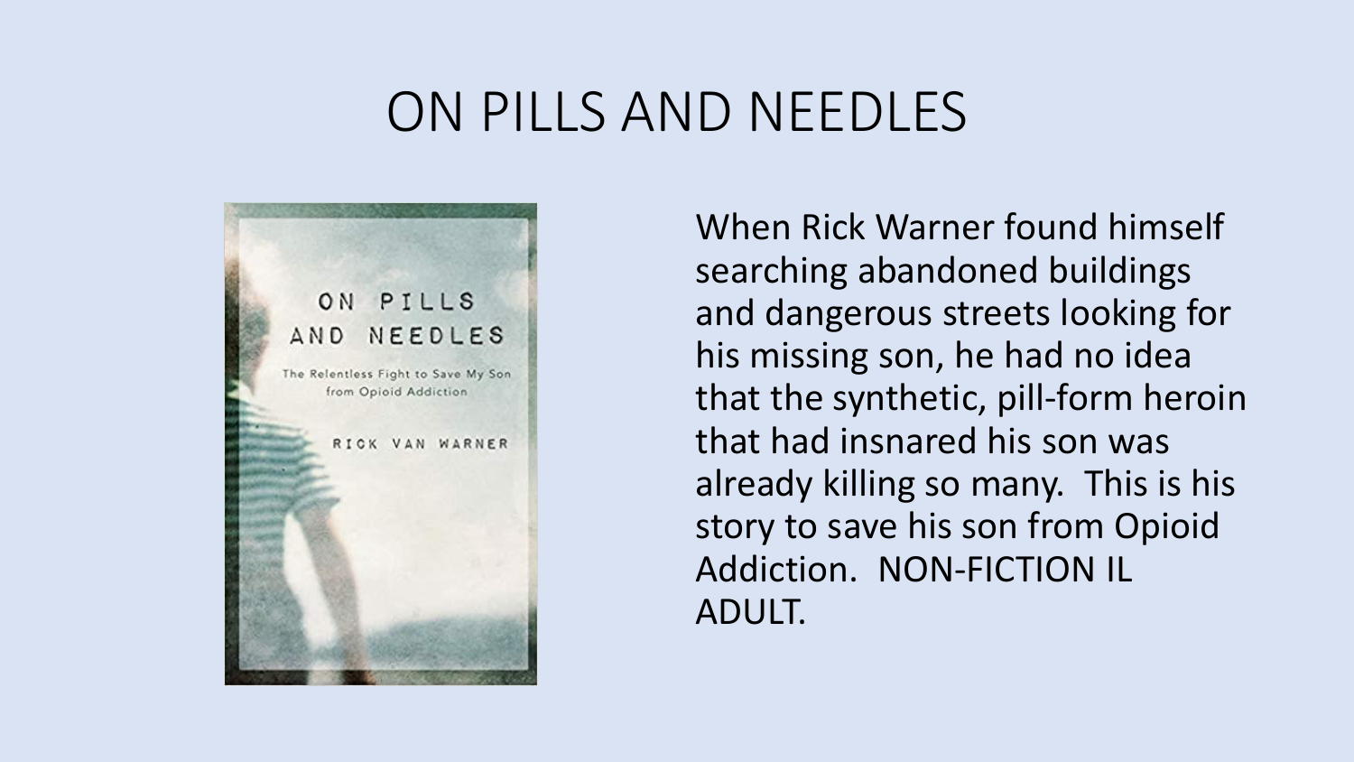# ON PILLS AND NEEDLES

When Rick Warner found himself searching abandoned buildings and dangerous streets looking for his missing son, he had no idea that the synthetic, pill-form heroin that had insnared his son was already killing so many. This is his story to save his son from Opioid Addiction. NON-FICTION IL ADULT.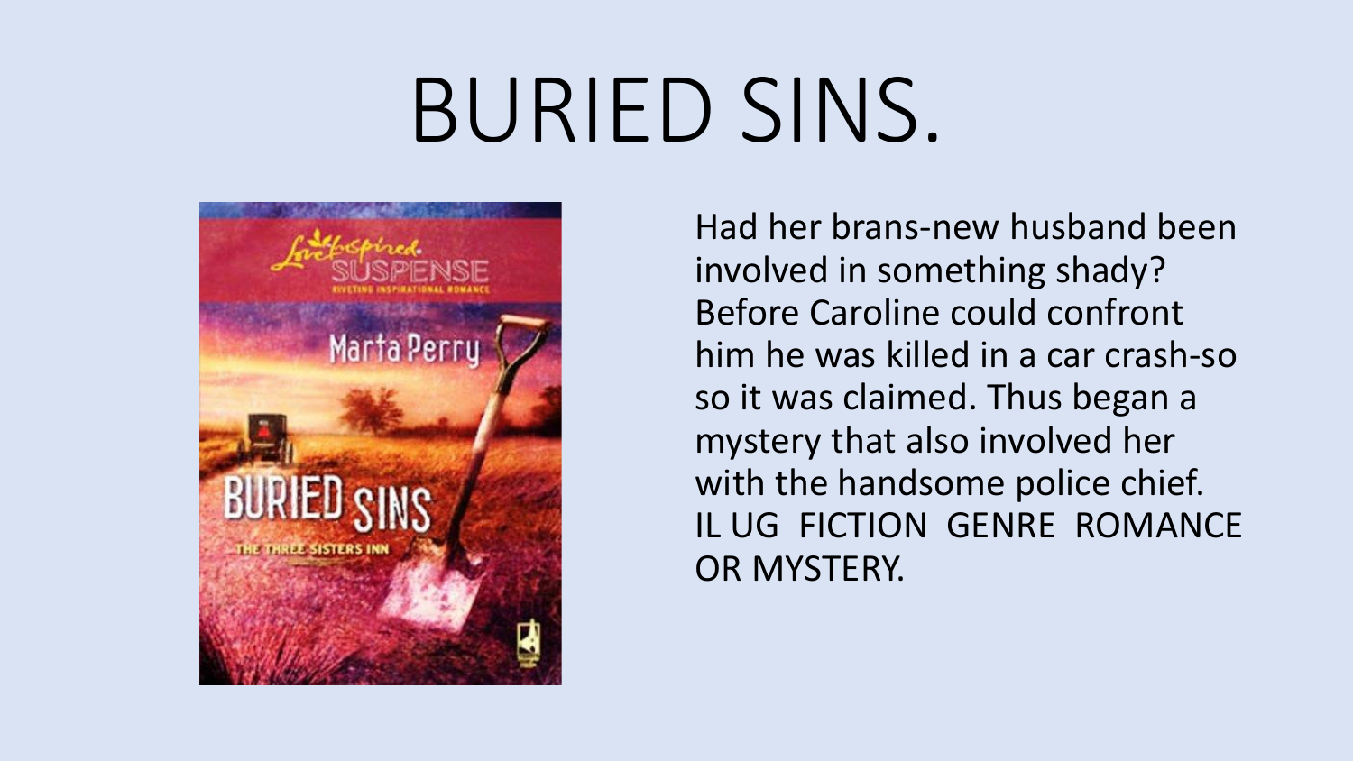# BURIED SINS.

Had her brans-new husband been involved in something shady? Before Caroline could confront him he was killed in a car crash-so so it was claimed. Thus began a mystery that also involved her with the handsome police chief. IL UG FICTION GENRE ROMANCE OR MYSTERY.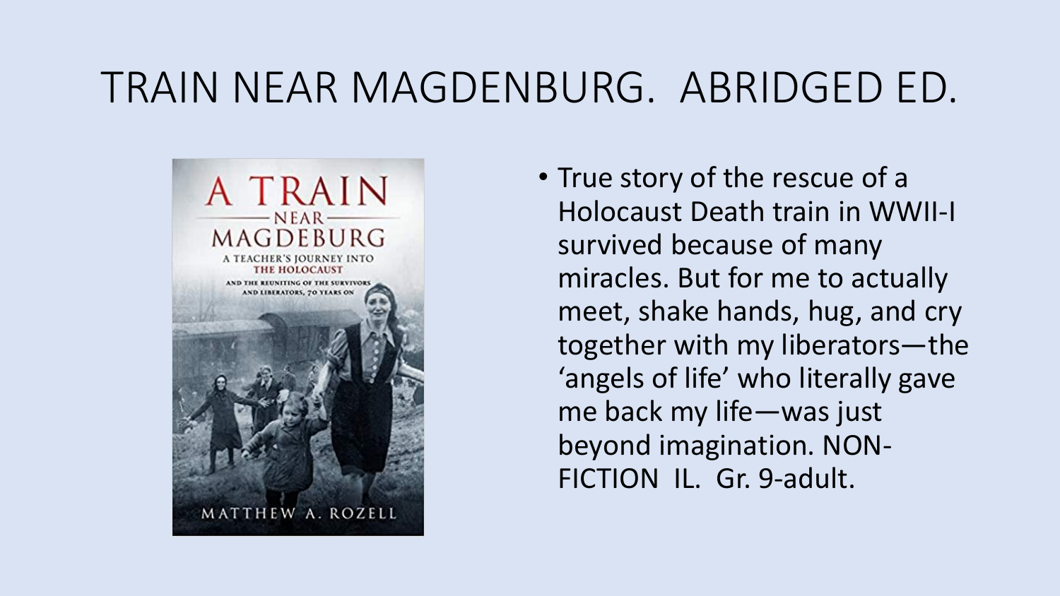# TRAIN NEAR MAGDENBURG. ABRIDGED ED.

- True story of the rescue of a Holocaust Death train in WWII-I survived because of many miracles. But for me to actually meet, shake hands, hug, and cry together with my liberators—the 'angels of life' who literally gave me back my life—was just beyond imagination. NON-FICTION IL. Gr. 9-adult.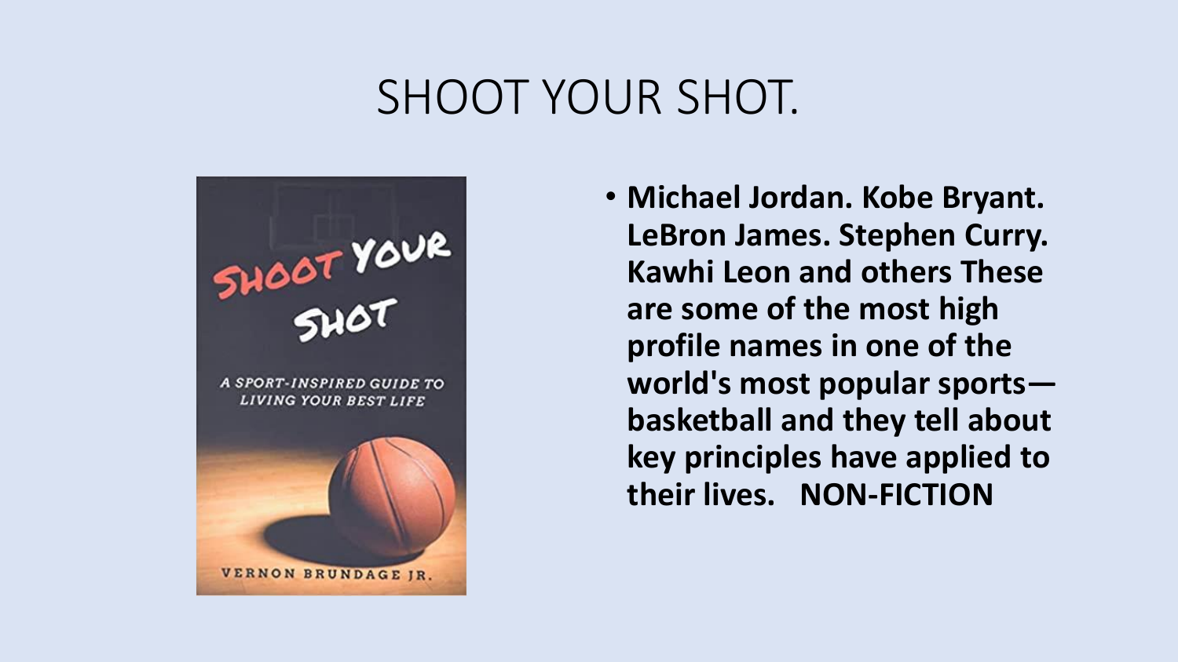# SHOOT YOUR SHOT.

- **Michael Jordan. Kobe Bryant. LeBron James. Stephen Curry. Kawhi Leon and others These are some of the most high profile names in one of the world's most popular sports—basketball and they tell about key principles have applied to their lives.   NON-FICTION**